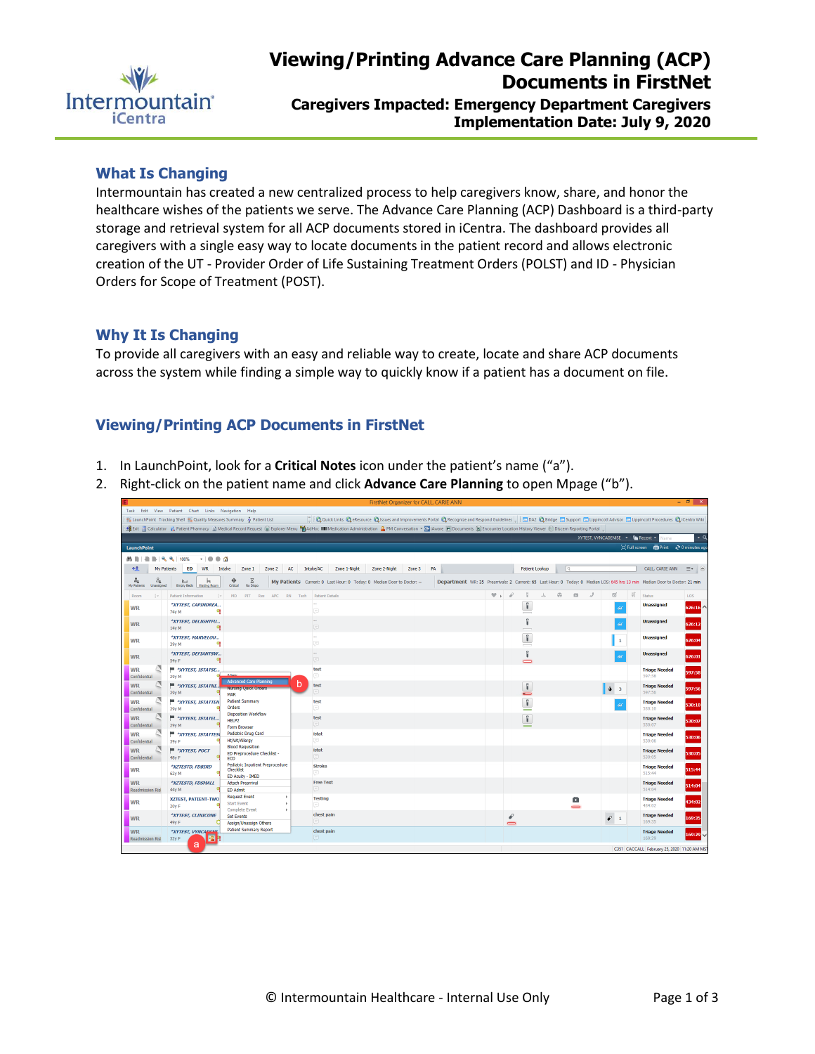# Viewing/Printing Advance Care Planning (ACP) Documents in FirstNet

**Caregivers Impacted: Emergency Department Caregivers**
**Implementation Date: July 9, 2020**

## What Is Changing

Intermountain has created a new centralized process to help caregivers know, share, and honor the healthcare wishes of the patients we serve. The Advance Care Planning (ACP) Dashboard is a third-party storage and retrieval system for all ACP documents stored in iCentra. The dashboard provides all caregivers with a single easy way to locate documents in the patient record and allows electronic creation of the UT - Provider Order of Life Sustaining Treatment Orders (POLST) and ID - Physician Orders for Scope of Treatment (POST).

## Why It Is Changing

To provide all caregivers with an easy and reliable way to create, locate and share ACP documents across the system while finding a simple way to quickly know if a patient has a document on file.

## Viewing/Printing ACP Documents in FirstNet

1. In LaunchPoint, look for a **Critical Notes** icon under the patient's name ("a").
2. Right-click on the patient name and click **Advance Care Planning** to open Mpage ("b").

© Intermountain Healthcare - Internal Use Only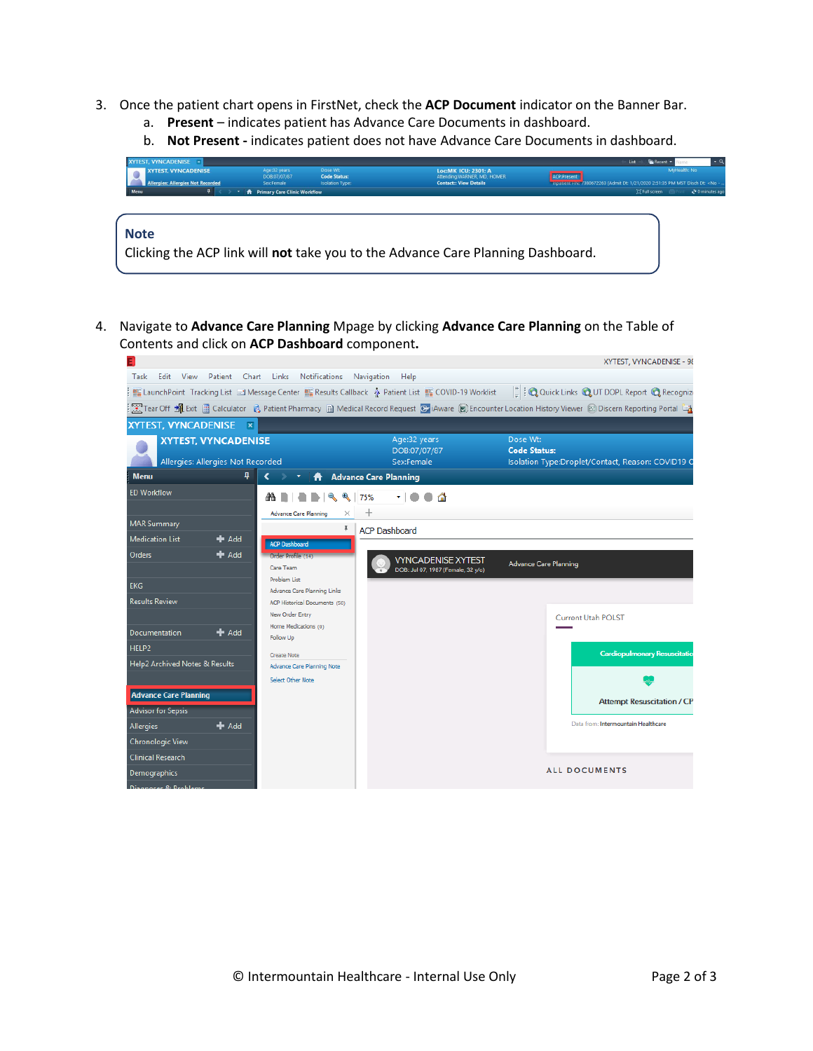3. Once the patient chart opens in FirstNet, check the **ACP Document** indicator on the Banner Bar.
   a. **Present** – indicates patient has Advance Care Documents in dashboard.
   b. **Not Present -** indicates patient does not have Advance Care Documents in dashboard.

> **Note**
> Clicking the ACP link will **not** take you to the Advance Care Planning Dashboard.

4. Navigate to **Advance Care Planning** Mpage by clicking **Advance Care Planning** on the Table of Contents and click on **ACP Dashboard** component.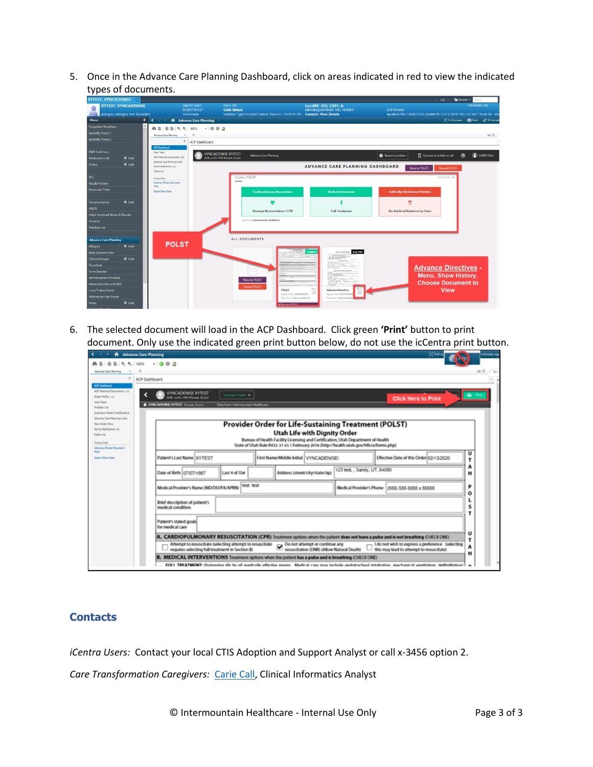5. Once in the Advance Care Planning Dashboard, click on areas indicated in red to view the indicated types of documents.

6. The selected document will load in the ACP Dashboard. Click green **'Print'** button to print document. Only use the indicated green print button below, do not use the icCentra print button.

## Contacts

*iCentra Users:* Contact your local CTIS Adoption and Support Analyst or call x-3456 option 2.

*Care Transformation Caregivers:* Carie Call, Clinical Informatics Analyst

© Intermountain Healthcare - Internal Use Only